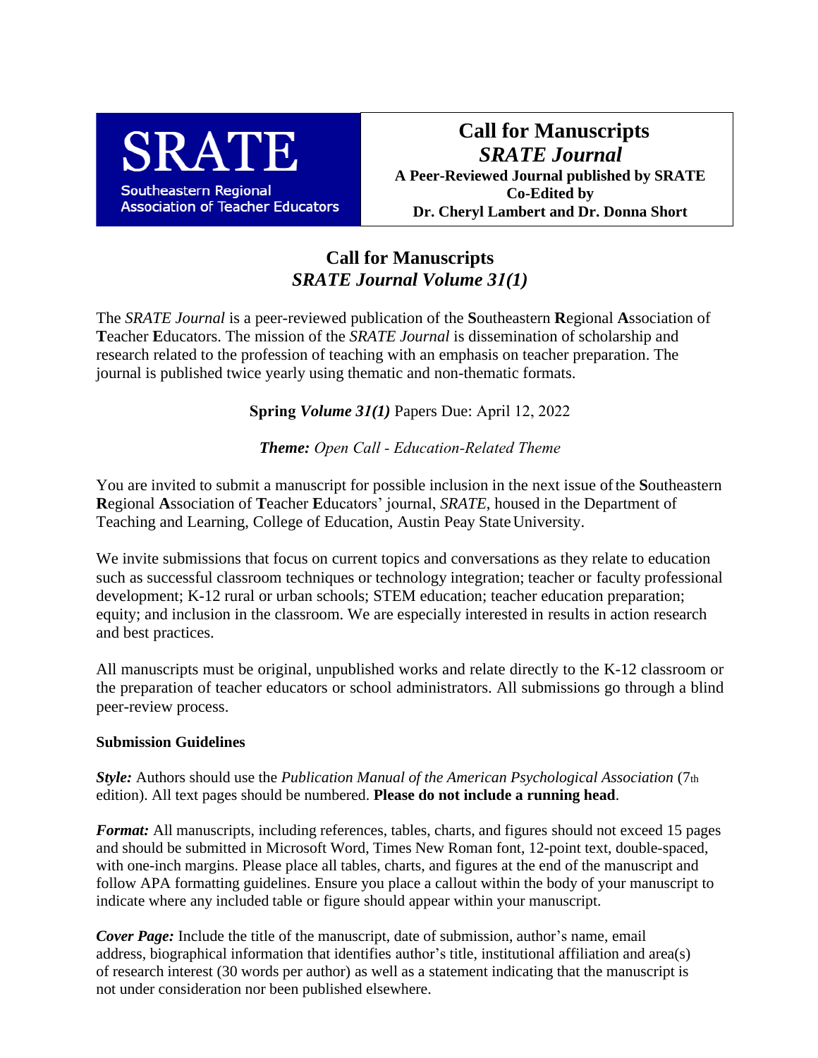SRATE

Southeastern Regional Association of Teacher Educators

# Call for Manuscripts

## *SRATE Journal*

**A Peer-Reviewed Journal published by SRATE**

**Co-Edited by**

**Dr. Cheryl Lambert and Dr. Donna Short**

## Call for Manuscripts
## *SRATE Journal Volume 31(1)*

The *SRATE Journal* is a peer-reviewed publication of the **S**outheastern **R**egional **A**ssociation of **T**eacher **E**ducators. The mission of the *SRATE Journal* is dissemination of scholarship and research related to the profession of teaching with an emphasis on teacher preparation. The journal is published twice yearly using thematic and non-thematic formats.

**Spring *Volume 31(1)*** Papers Due: April 12, 2022

***Theme:*** *Open Call - Education-Related Theme*

You are invited to submit a manuscript for possible inclusion in the next issue of the **S**outheastern **R**egional **A**ssociation of **T**eacher **E**ducators' journal, *SRATE*, housed in the Department of Teaching and Learning, College of Education, Austin Peay State University.

We invite submissions that focus on current topics and conversations as they relate to education such as successful classroom techniques or technology integration; teacher or faculty professional development; K-12 rural or urban schools; STEM education; teacher education preparation; equity; and inclusion in the classroom. We are especially interested in results in action research and best practices.

All manuscripts must be original, unpublished works and relate directly to the K-12 classroom or the preparation of teacher educators or school administrators. All submissions go through a blind peer-review process.

**Submission Guidelines**

***Style:*** Authors should use the *Publication Manual of the American Psychological Association* (7th edition). All text pages should be numbered. **Please do not include a running head**.

***Format:*** All manuscripts, including references, tables, charts, and figures should not exceed 15 pages and should be submitted in Microsoft Word, Times New Roman font, 12-point text, double-spaced, with one-inch margins. Please place all tables, charts, and figures at the end of the manuscript and follow APA formatting guidelines. Ensure you place a callout within the body of your manuscript to indicate where any included table or figure should appear within your manuscript.

***Cover Page:*** Include the title of the manuscript, date of submission, author's name, email address, biographical information that identifies author's title, institutional affiliation and area(s) of research interest (30 words per author) as well as a statement indicating that the manuscript is not under consideration nor been published elsewhere.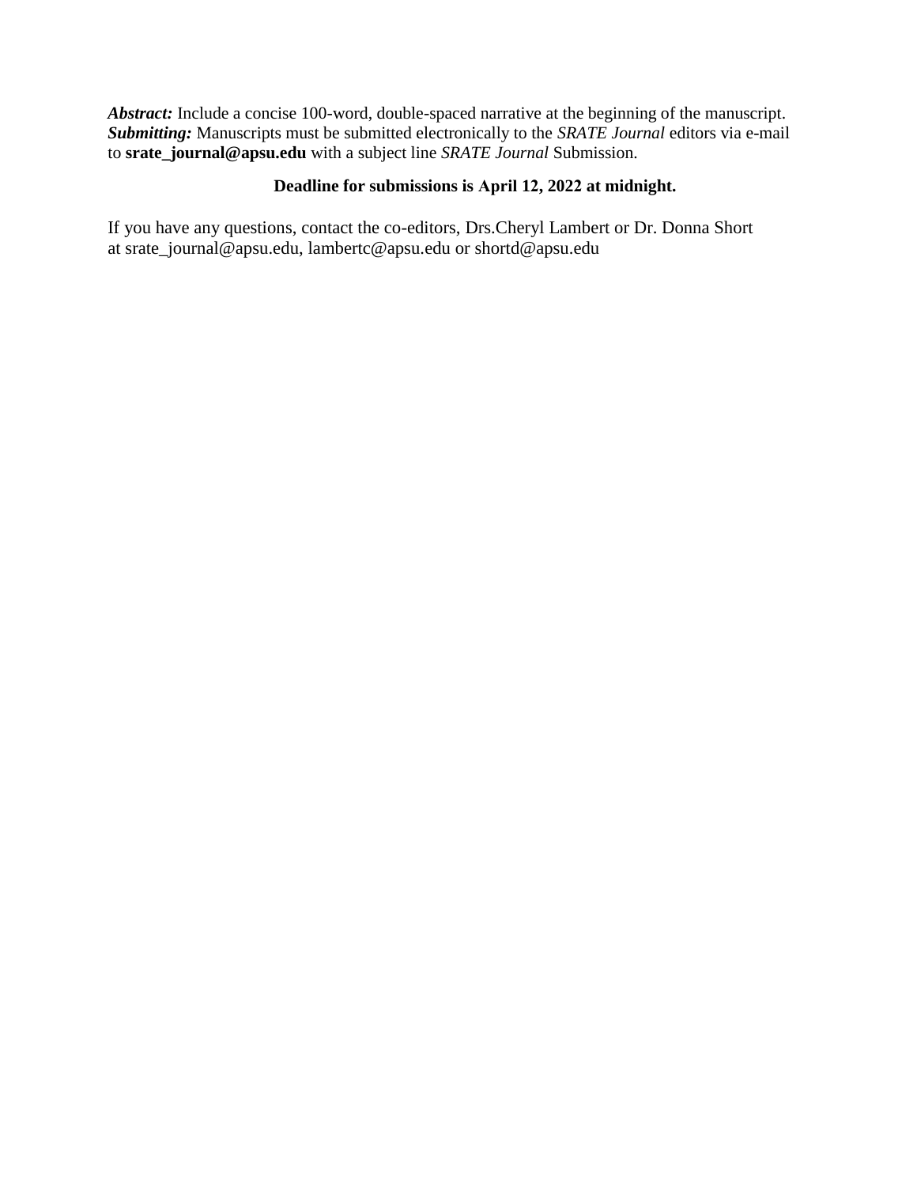***Abstract:*** Include a concise 100-word, double-spaced narrative at the beginning of the manuscript.
***Submitting:*** Manuscripts must be submitted electronically to the *SRATE Journal* editors via e-mail to **srate_journal@apsu.edu** with a subject line *SRATE Journal* Submission.

**Deadline for submissions is April 12, 2022 at midnight.**

If you have any questions, contact the co-editors, Drs.Cheryl Lambert or Dr. Donna Short at srate_journal@apsu.edu, lambertc@apsu.edu or shortd@apsu.edu